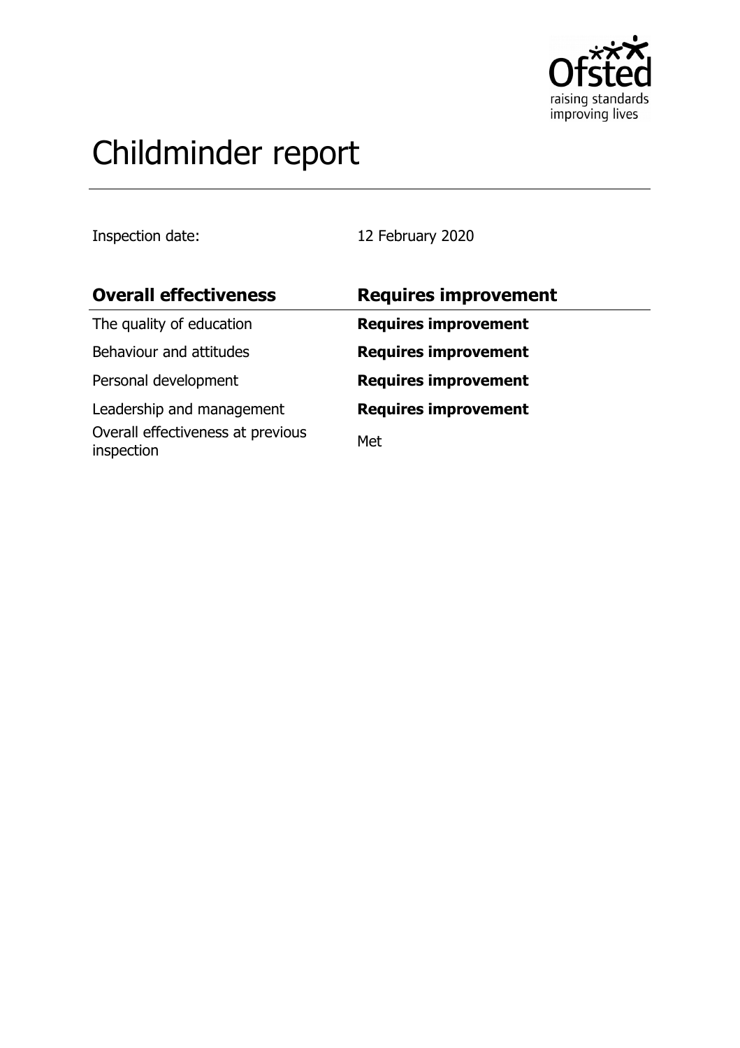# Childminder report

Inspection date: 12 February 2020

| **Overall effectiveness** | **Requires improvement** |
| --- | --- |
| The quality of education | **Requires improvement** |
| Behaviour and attitudes | **Requires improvement** |
| Personal development | **Requires improvement** |
| Leadership and management | **Requires improvement** |
| Overall effectiveness at previous inspection | Met |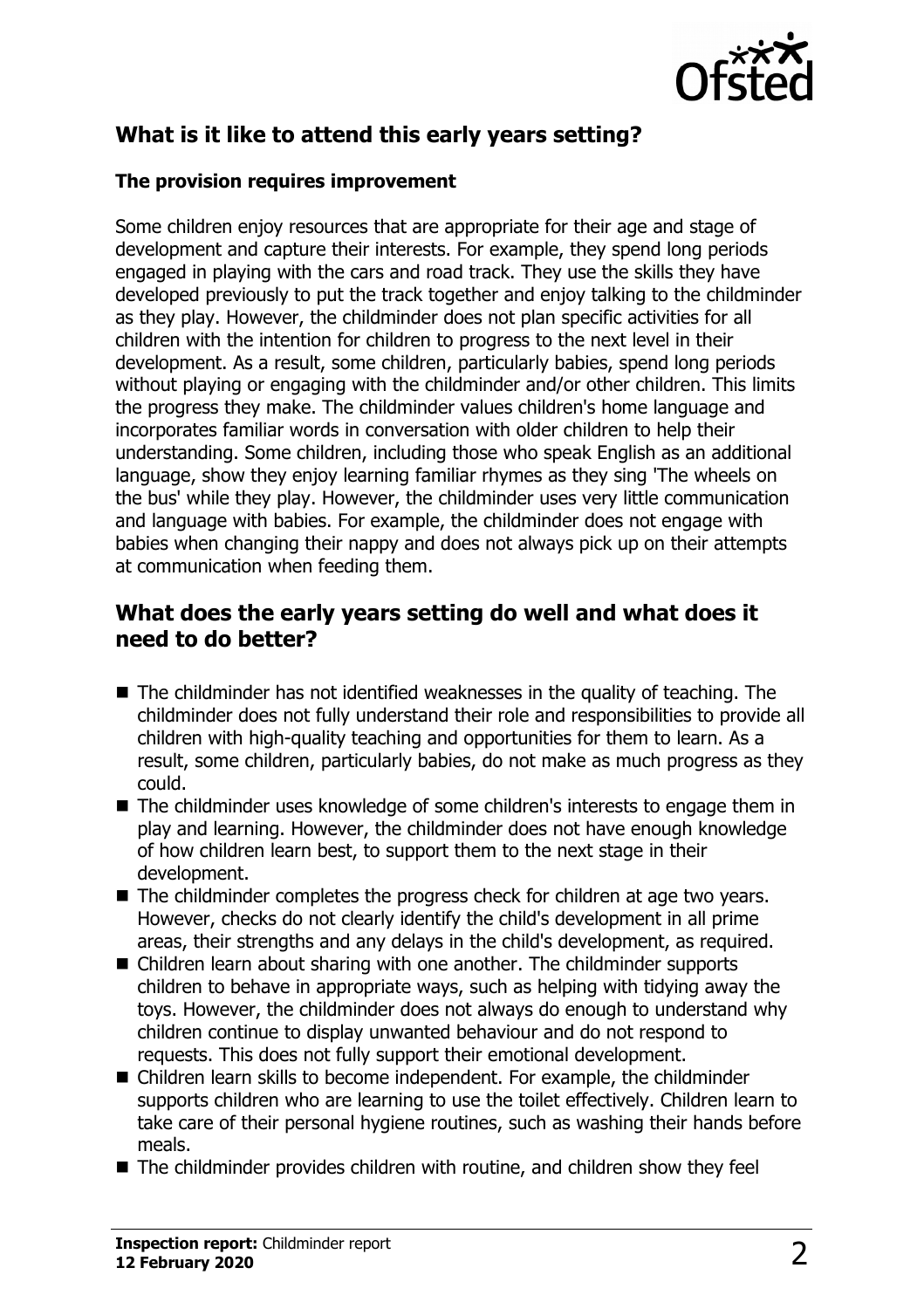## What is it like to attend this early years setting?

### The provision requires improvement

Some children enjoy resources that are appropriate for their age and stage of development and capture their interests. For example, they spend long periods engaged in playing with the cars and road track. They use the skills they have developed previously to put the track together and enjoy talking to the childminder as they play. However, the childminder does not plan specific activities for all children with the intention for children to progress to the next level in their development. As a result, some children, particularly babies, spend long periods without playing or engaging with the childminder and/or other children. This limits the progress they make. The childminder values children's home language and incorporates familiar words in conversation with older children to help their understanding. Some children, including those who speak English as an additional language, show they enjoy learning familiar rhymes as they sing 'The wheels on the bus' while they play. However, the childminder uses very little communication and language with babies. For example, the childminder does not engage with babies when changing their nappy and does not always pick up on their attempts at communication when feeding them.

## What does the early years setting do well and what does it need to do better?

- The childminder has not identified weaknesses in the quality of teaching. The childminder does not fully understand their role and responsibilities to provide all children with high-quality teaching and opportunities for them to learn. As a result, some children, particularly babies, do not make as much progress as they could.
- The childminder uses knowledge of some children's interests to engage them in play and learning. However, the childminder does not have enough knowledge of how children learn best, to support them to the next stage in their development.
- The childminder completes the progress check for children at age two years. However, checks do not clearly identify the child's development in all prime areas, their strengths and any delays in the child's development, as required.
- Children learn about sharing with one another. The childminder supports children to behave in appropriate ways, such as helping with tidying away the toys. However, the childminder does not always do enough to understand why children continue to display unwanted behaviour and do not respond to requests. This does not fully support their emotional development.
- Children learn skills to become independent. For example, the childminder supports children who are learning to use the toilet effectively. Children learn to take care of their personal hygiene routines, such as washing their hands before meals.
- The childminder provides children with routine, and children show they feel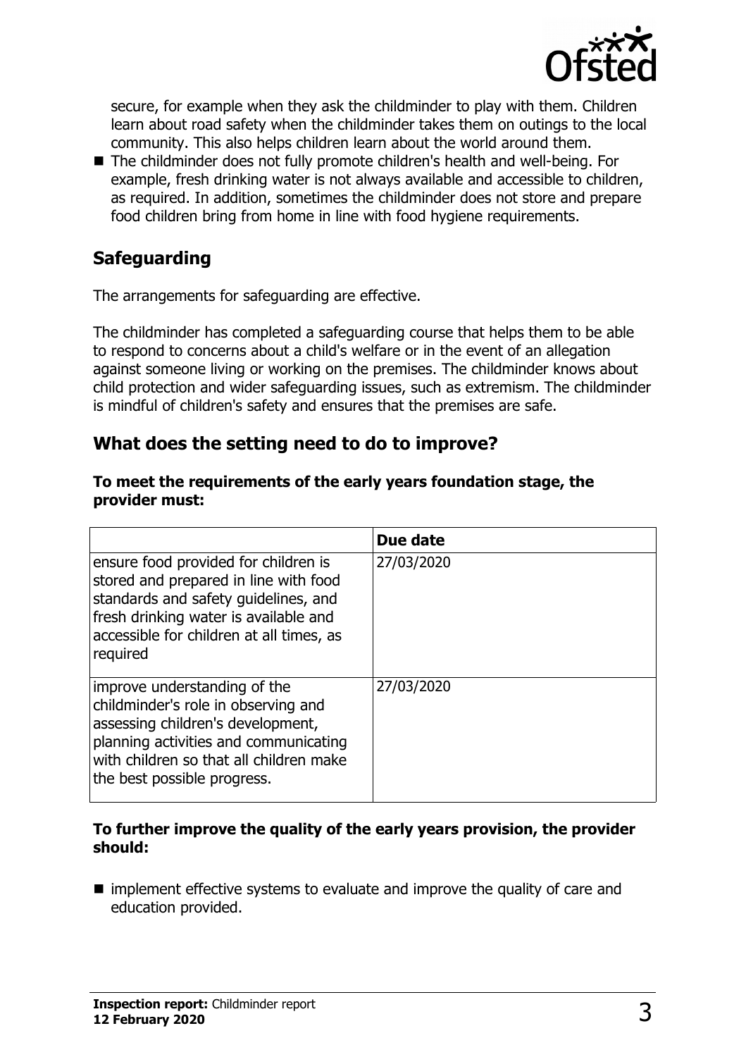secure, for example when they ask the childminder to play with them. Children learn about road safety when the childminder takes them on outings to the local community. This also helps children learn about the world around them.

- The childminder does not fully promote children's health and well-being. For example, fresh drinking water is not always available and accessible to children, as required. In addition, sometimes the childminder does not store and prepare food children bring from home in line with food hygiene requirements.

## Safeguarding

The arrangements for safeguarding are effective.

The childminder has completed a safeguarding course that helps them to be able to respond to concerns about a child's welfare or in the event of an allegation against someone living or working on the premises. The childminder knows about child protection and wider safeguarding issues, such as extremism. The childminder is mindful of children's safety and ensures that the premises are safe.

## What does the setting need to do to improve?

**To meet the requirements of the early years foundation stage, the provider must:**

| | Due date |
|---|---|
| ensure food provided for children is stored and prepared in line with food standards and safety guidelines, and fresh drinking water is available and accessible for children at all times, as required | 27/03/2020 |
| improve understanding of the childminder's role in observing and assessing children's development, planning activities and communicating with children so that all children make the best possible progress. | 27/03/2020 |

**To further improve the quality of the early years provision, the provider should:**

- implement effective systems to evaluate and improve the quality of care and education provided.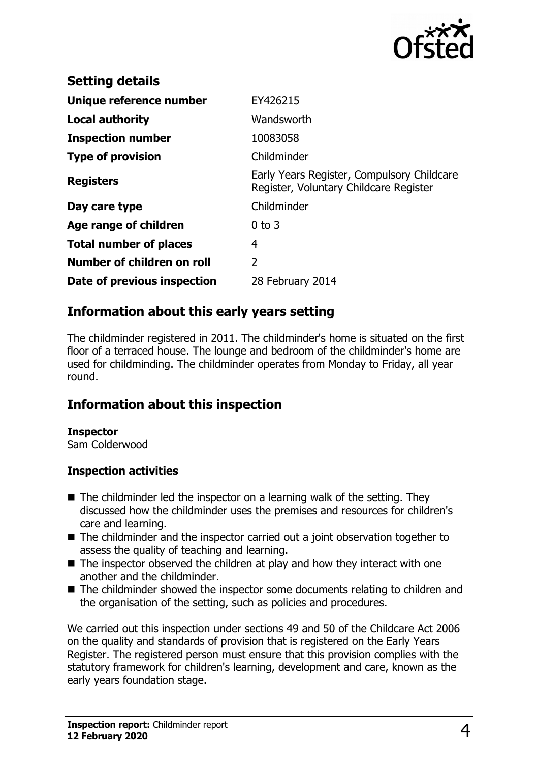## Setting details

| | |
|---|---|
| **Unique reference number** | EY426215 |
| **Local authority** | Wandsworth |
| **Inspection number** | 10083058 |
| **Type of provision** | Childminder |
| **Registers** | Early Years Register, Compulsory Childcare Register, Voluntary Childcare Register |
| **Day care type** | Childminder |
| **Age range of children** | 0 to 3 |
| **Total number of places** | 4 |
| **Number of children on roll** | 2 |
| **Date of previous inspection** | 28 February 2014 |

## Information about this early years setting

The childminder registered in 2011. The childminder's home is situated on the first floor of a terraced house. The lounge and bedroom of the childminder's home are used for childminding. The childminder operates from Monday to Friday, all year round.

## Information about this inspection

**Inspector**
Sam Colderwood

### Inspection activities

- The childminder led the inspector on a learning walk of the setting. They discussed how the childminder uses the premises and resources for children's care and learning.
- The childminder and the inspector carried out a joint observation together to assess the quality of teaching and learning.
- The inspector observed the children at play and how they interact with one another and the childminder.
- The childminder showed the inspector some documents relating to children and the organisation of the setting, such as policies and procedures.

We carried out this inspection under sections 49 and 50 of the Childcare Act 2006 on the quality and standards of provision that is registered on the Early Years Register. The registered person must ensure that this provision complies with the statutory framework for children's learning, development and care, known as the early years foundation stage.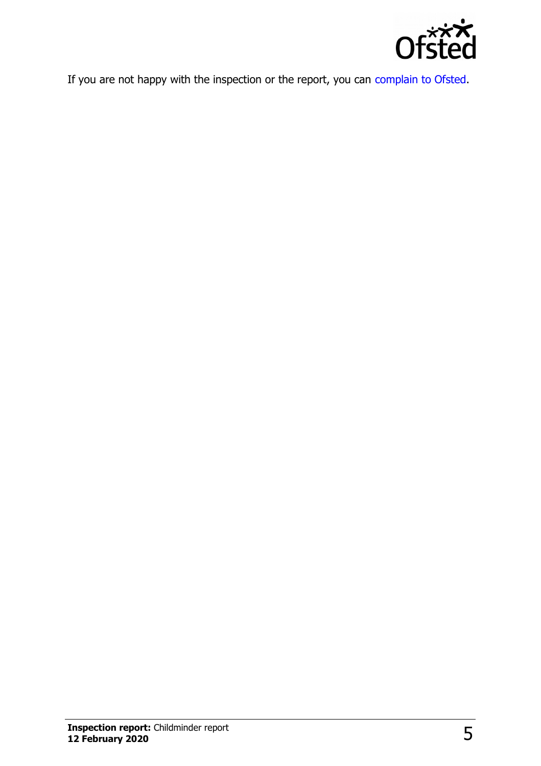If you are not happy with the inspection or the report, you can complain to Ofsted.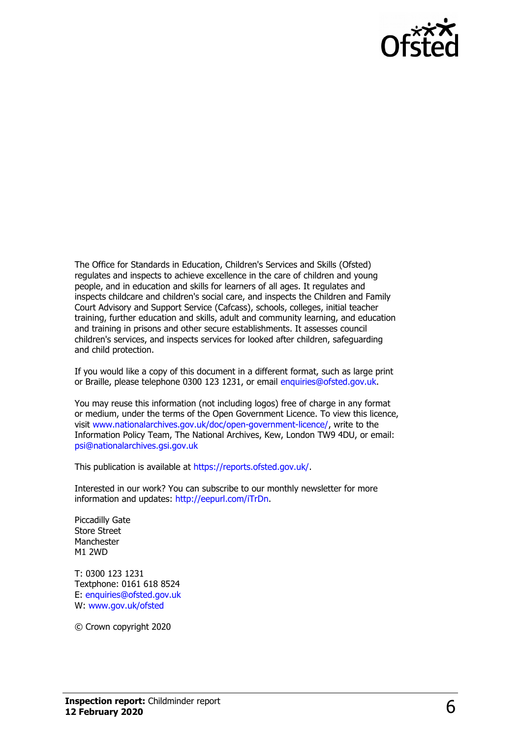The Office for Standards in Education, Children's Services and Skills (Ofsted) regulates and inspects to achieve excellence in the care of children and young people, and in education and skills for learners of all ages. It regulates and inspects childcare and children's social care, and inspects the Children and Family Court Advisory and Support Service (Cafcass), schools, colleges, initial teacher training, further education and skills, adult and community learning, and education and training in prisons and other secure establishments. It assesses council children's services, and inspects services for looked after children, safeguarding and child protection.

If you would like a copy of this document in a different format, such as large print or Braille, please telephone 0300 123 1231, or email enquiries@ofsted.gov.uk.

You may reuse this information (not including logos) free of charge in any format or medium, under the terms of the Open Government Licence. To view this licence, visit www.nationalarchives.gov.uk/doc/open-government-licence/, write to the Information Policy Team, The National Archives, Kew, London TW9 4DU, or email: psi@nationalarchives.gsi.gov.uk

This publication is available at https://reports.ofsted.gov.uk/.

Interested in our work? You can subscribe to our monthly newsletter for more information and updates: http://eepurl.com/iTrDn.

Piccadilly Gate
Store Street
Manchester
M1 2WD

T: 0300 123 1231
Textphone: 0161 618 8524
E: enquiries@ofsted.gov.uk
W: www.gov.uk/ofsted

© Crown copyright 2020